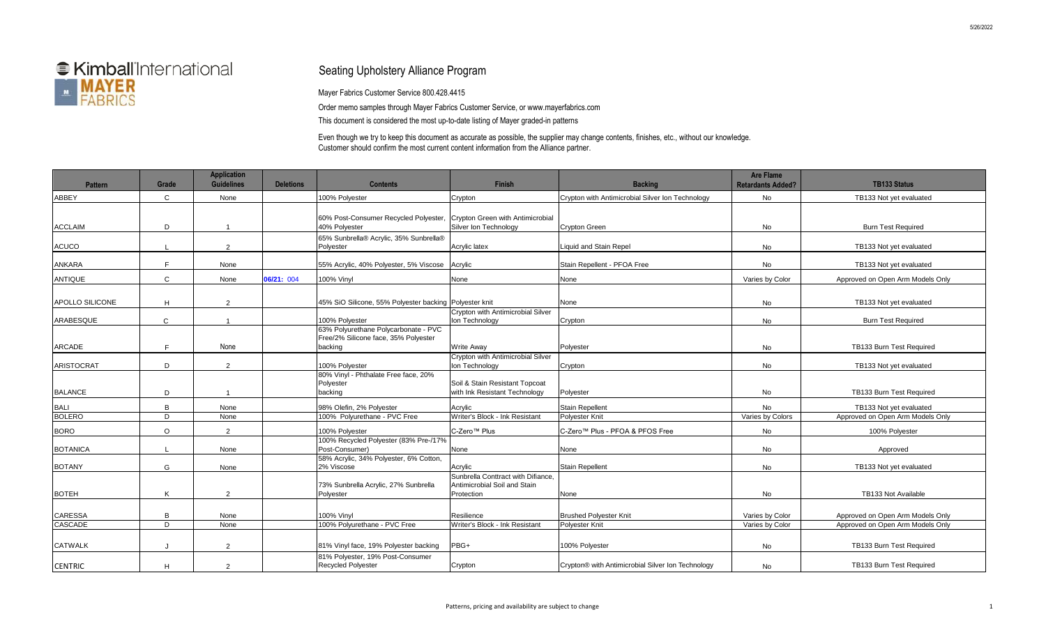# Seating Upholstery Alliance Program

Mayer Fabrics Customer Service 800.428.4415

Order memo samples through Mayer Fabrics Customer Service, or www.mayerfabrics.com

This document is considered the most up-to-date listing of Mayer graded-in patterns

Even though we try to keep this document as accurate as possible, the supplier may change contents, finishes, etc., without our knowledge. Customer should confirm the most current content information from the Alliance partner.

| Pattern | Grade | Application Guidelines | Deletions | Contents | Finish | Backing | Are Flame Retardants Added? | TB133 Status |
|---|---|---|---|---|---|---|---|---|
| ABBEY | C | None | | 100% Polyester | Crypton | Crypton with Antimicrobial Silver Ion Technology | No | TB133 Not yet evaluated |
| ACCLAIM | D | 1 | | 60% Post-Consumer Recycled Polyester, 40% Polyester | Crypton Green with Antimicrobial Silver Ion Technology | Crypton Green | No | Burn Test Required |
| ACUCO | L | 2 | | 65% Sunbrella® Acrylic, 35% Sunbrella® Polyester | Acrylic latex | Liquid and Stain Repel | No | TB133 Not yet evaluated |
| ANKARA | F | None | | 55% Acrylic, 40% Polyester, 5% Viscose | Acrylic | Stain Repellent - PFOA Free | No | TB133 Not yet evaluated |
| ANTIQUE | C | None | 06/21: 004 | 100% Vinyl | None | None | Varies by Color | Approved on Open Arm Models Only |
| APOLLO SILICONE | H | 2 | | 45% SiO Silicone, 55% Polyester backing | Polyester knit | None | No | TB133 Not yet evaluated |
| ARABESQUE | C | 1 | | 100% Polyester | Crypton with Antimicrobial Silver Ion Technology | Crypton | No | Burn Test Required |
| ARCADE | F | None | | 63% Polyurethane Polycarbonate - PVC Free/2% Silicone face, 35% Polyester backing | Write Away | Polyester | No | TB133 Burn Test Required |
| ARISTOCRAT | D | 2 | | 100% Polyester | Crypton with Antimicrobial Silver Ion Technology | Crypton | No | TB133 Not yet evaluated |
| BALANCE | D | 1 | | 80% Vinyl - Phthalate Free face, 20% Polyester backing | Soil & Stain Resistant Topcoat with Ink Resistant Technology | Polyester | No | TB133 Burn Test Required |
| BALI | B | None | | 98% Olefin, 2% Polyester | Acrylic | Stain Repellent | No | TB133 Not yet evaluated |
| BOLERO | D | None | | 100% Polyurethane - PVC Free | Writer's Block - Ink Resistant | Polyester Knit | Varies by Colors | Approved on Open Arm Models Only |
| BORO | O | 2 | | 100% Polyester | C-Zero™ Plus | C-Zero™ Plus - PFOA & PFOS Free | No | 100% Polyester |
| BOTANICA | L | None | | 100% Recycled Polyester (83% Pre-/17% Post-Consumer) | None | None | No | Approved |
| BOTANY | G | None | | 58% Acrylic, 34% Polyester, 6% Cotton, 2% Viscose | Acrylic | Stain Repellent | No | TB133 Not yet evaluated |
| BOTEH | K | 2 | | 73% Sunbrella Acrylic, 27% Sunbrella Polyester | Sunbrella Conttract with Difiance, Antimicrobial Soil and Stain Protection | None | No | TB133 Not Available |
| CARESSA | B | None | | 100% Vinyl | Resilience | Brushed Polyester Knit | Varies by Color | Approved on Open Arm Models Only |
| CASCADE | D | None | | 100% Polyurethane - PVC Free | Writer's Block - Ink Resistant | Polyester Knit | Varies by Color | Approved on Open Arm Models Only |
| CATWALK | J | 2 | | 81% Vinyl face, 19% Polyester backing | PBG+ | 100% Polyester | No | TB133 Burn Test Required |
| CENTRIC | H | 2 | | 81% Polyester, 19% Post-Consumer Recycled Polyester | Crypton | Crypton® with Antimicrobial Silver Ion Technology | No | TB133 Burn Test Required |

Patterns, pricing and availability are subject to change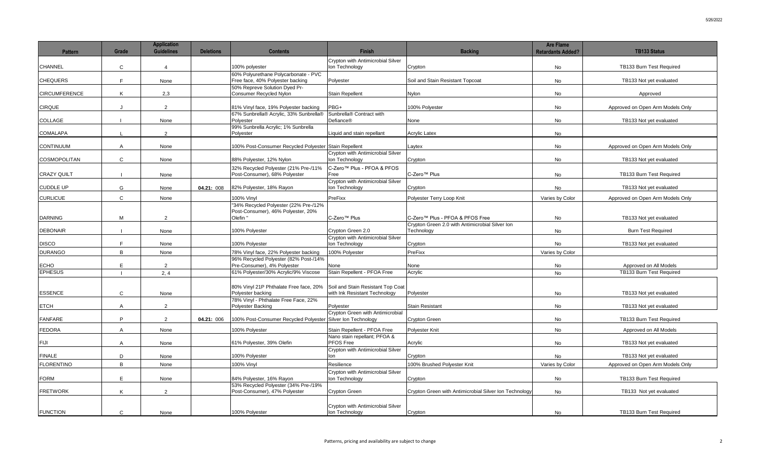| Pattern | Grade | Application Guidelines | Deletions | Contents | Finish | Backing | Are Flame Retardants Added? | TB133 Status |
|---|---|---|---|---|---|---|---|---|
| CHANNEL | C | 4 | | 100% polyester | Crypton with Antimicrobial Silver Ion Technology | Crypton | No | TB133 Burn Test Required |
| CHEQUERS | F | None | | 60% Polyurethane Polycarbonate - PVC Free face, 40% Polyester backing | Polyester | Soil and Stain Resistant Topcoat | No | TB133 Not yet evaluated |
| CIRCUMFERENCE | K | 2,3 | | 50% Repreve Solution Dyed Pr-Consumer Recycled Nylon | Stain Repellent | Nylon | No | Approved |
| CIRQUE | J | 2 | | 81% Vinyl face, 19% Polyester backing | PBG+ | 100% Polyester | No | Approved on Open Arm Models Only |
| COLLAGE | I | None | | 67% Sunbrella® Acrylic, 33% Sunbrella® Polyester | Sunbrella® Contract with Defiance® | None | No | TB133 Not yet evaluated |
| COMALAPA | L | 2 | | 99% Sunbrella Acrylic; 1% Sunbrella Polyester | Liquid and stain repellant | Acrylic Latex | No | |
| CONTINUUM | A | None | | 100% Post-Consumer Recycled Polyester | Stain Repellent | Laytex | No | Approved on Open Arm Models Only |
| COSMOPOLITAN | C | None | | 88% Polyester, 12% Nylon | Crypton with Antimicrobial Silver Ion Technology | Crypton | No | TB133 Not yet evaluated |
| CRAZY QUILT | I | None | | 32% Recycled Polyester (21% Pre-/11% Post-Consumer), 68% Polyester | C-Zero™ Plus - PFOA & PFOS Free | C-Zero™ Plus | No | TB133 Burn Test Required |
| CUDDLE UP | G | None | **04.21:** 008 | 82% Polyester, 18% Rayon | Crypton with Antimicrobial Silver Ion Technology | Crypton | No | TB133 Not yet evaluated |
| CURLICUE | C | None | | 100% Vinyl | PreFixx | Polyester Terry Loop Knit | Varies by Color | Approved on Open Arm Models Only |
| DARNING | M | 2 | | "34% Recycled Polyester (22% Pre-/12% Post-Consumer), 46% Polyester, 20% Olefin " | C-Zero™ Plus | C-Zero™ Plus - PFOA & PFOS Free | No | TB133 Not yet evaluated |
| DEBONAIR | I | None | | 100% Polyester | Crypton Green 2.0 | Crypton Green 2.0 with Antimicrobial Silver Ion Technology | No | Burn Test Required |
| DISCO | F | None | | 100% Polyester | Crypton with Antimicrobial Silver Ion Technology | Crypton | No | TB133 Not yet evaluated |
| DURANGO | B | None | | 78% Vinyl face, 22% Polyester backing | 100% Polyester | PreFixx | Varies by Color | |
| ECHO | E | 2 | | 96% Recycled Polyester (82% Post-/14% Pre-Consumer), 4% Polyester | None | None | No | Approved on All Models |
| EPHESUS | I | 2, 4 | | 61% Polyester/30% Acrylic/9% Viscose | Stain Repellent - PFOA Free | Acrylic | No | TB133 Burn Test Required |
| ESSENCE | C | None | | 80% Vinyl 21P Phthalate Free face, 20% Polyester backing | Soil and Stain Resistant Top Coat with Ink Resistant Technology | Polyester | No | TB133 Not yet evaluated |
| ETCH | A | 2 | | 78% Vinyl - Phthalate Free Face, 22% Polyester Backing | Polyester | Stain Resistant | No | TB133 Not yet evaluated |
| FANFARE | P | 2 | **04.21:** 006 | 100% Post-Consumer Recycled Polyester | Crypton Green with Antimicrobial Silver Ion Technology | Crypton Green | No | TB133 Burn Test Required |
| FEDORA | A | None | | 100% Polyester | Stain Repellent - PFOA Free | Polyester Knit | No | Approved on All Models |
| FIJI | A | None | | 61% Polyester, 39% Olefin | Nano stain repellant; PFOA & PFOS Free | Acrylic | No | TB133 Not yet evaluated |
| FINALE | D | None | | 100% Polyester | Crypton with Antimicrobial Silver Ion | Crypton | No | TB133 Not yet evaluated |
| FLORENTINO | B | None | | 100% Vinyl | Resilience | 100% Brushed Polyester Knit | Varies by Color | Approved on Open Arm Models Only |
| FORM | E | None | | 84% Polyester, 16% Rayon | Crypton with Antimicrobial Silver Ion Technology | Crypton | No | TB133 Burn Test Required |
| FRETWORK | K | 2 | | 53% Recycled Polyester (34% Pre-/19% Post-Consumer), 47% Polyester | Crypton Green | Crypton Green with Antimicrobial Silver Ion Technology | No | TB133 Not yet evaluated |
| FUNCTION | C | None | | 100% Polyester | Crypton with Antimicrobial Silver Ion Technology | Crypton | No | TB133 Burn Test Required |

Patterns, pricing and availability are subject to change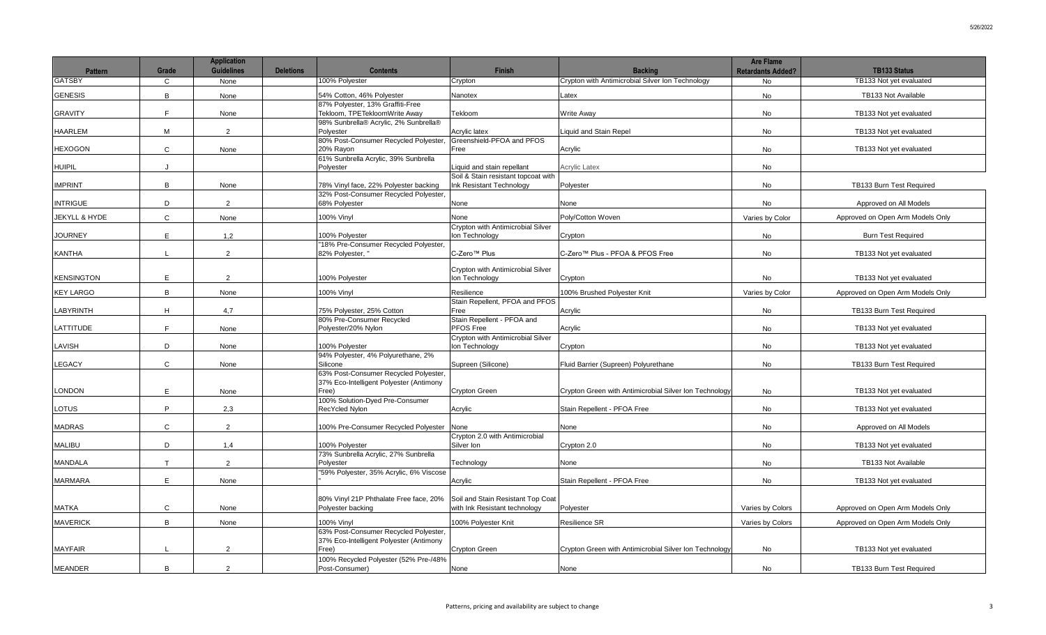| Pattern | Grade | Application Guidelines | Deletions | Contents | Finish | Backing | Are Flame Retardants Added? | TB133 Status |
|---|---|---|---|---|---|---|---|---|
| GATSBY | C | None | | 100% Polyester | Crypton | Crypton with Antimicrobial Silver Ion Technology | No | TB133 Not yet evaluated |
| GENESIS | B | None | | 54% Cotton, 46% Polyester | Nanotex | Latex | No | TB133 Not Available |
| GRAVITY | F | None | | 87% Polyester, 13% Graffiti-Free Tekloom, TPETekloomWrite Away | Tekloom | Write Away | No | TB133 Not yet evaluated |
| HAARLEM | M | 2 | | 98% Sunbrella® Acrylic, 2% Sunbrella® Polyester | Acrylic latex | Liquid and Stain Repel | No | TB133 Not yet evaluated |
| HEXOGON | C | None | | 80% Post-Consumer Recycled Polyester, 20% Rayon | Greenshield-PFOA and PFOS Free | Acrylic | No | TB133 Not yet evaluated |
| HUIPIL | J | | | 61% Sunbrella Acrylic, 39% Sunbrella Polyester | Liquid and stain repellant | Acrylic Latex | No | |
| IMPRINT | B | None | | 78% Vinyl face, 22% Polyester backing | Soil & Stain resistant topcoat with Ink Resistant Technology | Polyester | No | TB133 Burn Test Required |
| INTRIGUE | D | 2 | | 32% Post-Consumer Recycled Polyester, 68% Polyester | None | None | No | Approved on All Models |
| JEKYLL & HYDE | C | None | | 100% Vinyl | None | Poly/Cotton Woven | Varies by Color | Approved on Open Arm Models Only |
| JOURNEY | E | 1,2 | | 100% Polyester | Crypton with Antimicrobial Silver Ion Technology | Crypton | No | Burn Test Required |
| KANTHA | L | 2 | | "18% Pre-Consumer Recycled Polyester, 82% Polyester, " | C-Zero™ Plus | C-Zero™ Plus - PFOA & PFOS Free | No | TB133 Not yet evaluated |
| KENSINGTON | E | 2 | | 100% Polyester | Crypton with Antimicrobial Silver Ion Technology | Crypton | No | TB133 Not yet evaluated |
| KEY LARGO | B | None | | 100% Vinyl | Resilience | 100% Brushed Polyester Knit | Varies by Color | Approved on Open Arm Models Only |
| LABYRINTH | H | 4,7 | | 75% Polyester, 25% Cotton | Stain Repellent, PFOA and PFOS Free | Acrylic | No | TB133 Burn Test Required |
| LATTITUDE | F | None | | 80% Pre-Consumer Recycled Polyester/20% Nylon | Stain Repellent - PFOA and PFOS Free | Acrylic | No | TB133 Not yet evaluated |
| LAVISH | D | None | | 100% Polyester | Crypton with Antimicrobial Silver Ion Technology | Crypton | No | TB133 Not yet evaluated |
| LEGACY | C | None | | 94% Polyester, 4% Polyurethane, 2% Silicone | Supreen (Silicone) | Fluid Barrier (Supreen) Polyurethane | No | TB133 Burn Test Required |
| LONDON | E | None | | 63% Post-Consumer Recycled Polyester, 37% Eco-Intelligent Polyester (Antimony Free) | Crypton Green | Crypton Green with Antimicrobial Silver Ion Technology | No | TB133 Not yet evaluated |
| LOTUS | P | 2,3 | | 100% Solution-Dyed Pre-Consumer RecYcled Nylon | Acrylic | Stain Repellent - PFOA Free | No | TB133 Not yet evaluated |
| MADRAS | C | 2 | | 100% Pre-Consumer Recycled Polyester | None | None | No | Approved on All Models |
| MALIBU | D | 1,4 | | 100% Polyester | Crypton 2.0 with Antimicrobial Silver Ion | Crypton 2.0 | No | TB133 Not yet evaluated |
| MANDALA | T | 2 | | 73% Sunbrella Acrylic, 27% Sunbrella Polyester | Technology | None | No | TB133 Not Available |
| MARMARA | E | None | | "59% Polyester, 35% Acrylic, 6% Viscose " | Acrylic | Stain Repellent - PFOA Free | No | TB133 Not yet evaluated |
| MATKA | C | None | | 80% Vinyl 21P Phthalate Free face, 20% Polyester backing | Soil and Stain Resistant Top Coat with Ink Resistant technology | Polyester | Varies by Colors | Approved on Open Arm Models Only |
| MAVERICK | B | None | | 100% Vinyl | 100% Polyester Knit | Resilience SR | Varies by Colors | Approved on Open Arm Models Only |
| MAYFAIR | L | 2 | | 63% Post-Consumer Recycled Polyester, 37% Eco-Intelligent Polyester (Antimony Free) | Crypton Green | Crypton Green with Antimicrobial Silver Ion Technology | No | TB133 Not yet evaluated |
| MEANDER | B | 2 | | 100% Recycled Polyester (52% Pre-/48% Post-Consumer) | None | None | No | TB133 Burn Test Required |

Patterns, pricing and availability are subject to change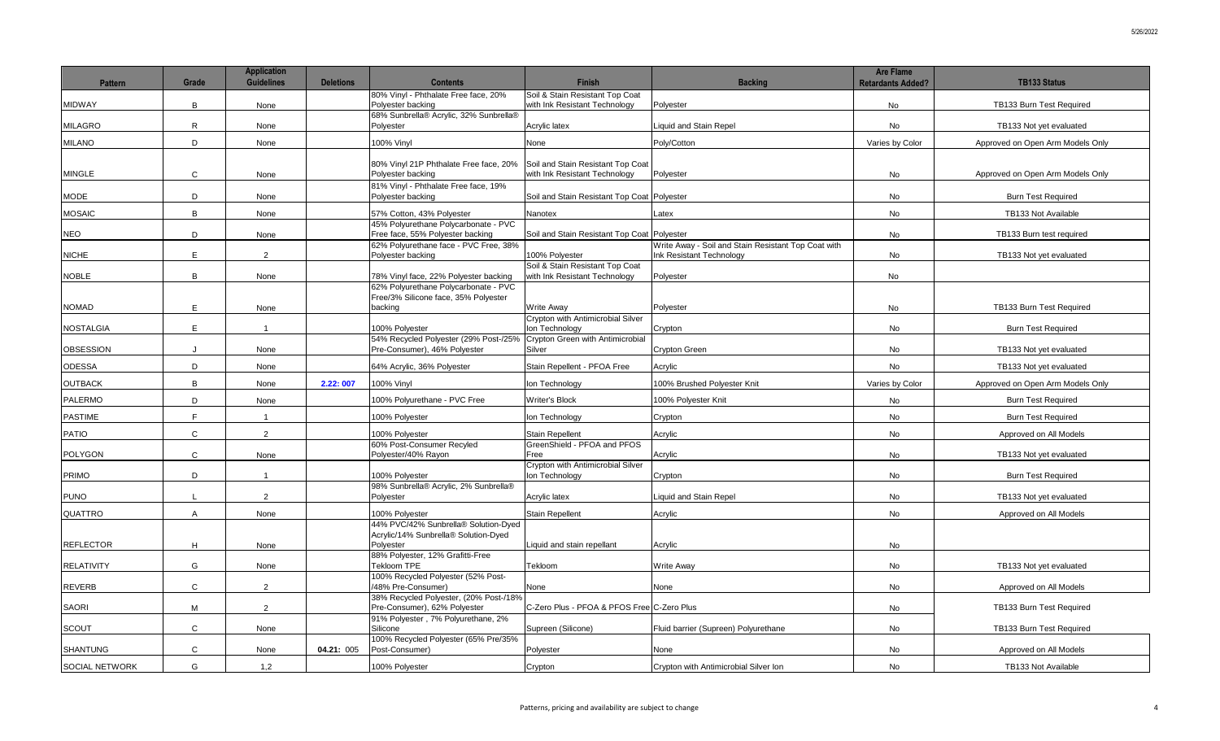| Pattern | Grade | Application Guidelines | Deletions | Contents | Finish | Backing | Are Flame Retardants Added? | TB133 Status |
|---|---|---|---|---|---|---|---|---|
| MIDWAY | B | None | | 80% Vinyl - Phthalate Free face, 20% Polyester backing | Soil & Stain Resistant Top Coat with Ink Resistant Technology | Polyester | No | TB133 Burn Test Required |
| MILAGRO | R | None | | 68% Sunbrella® Acrylic, 32% Sunbrella® Polyester | Acrylic latex | Liquid and Stain Repel | No | TB133 Not yet evaluated |
| MILANO | D | None | | 100% Vinyl | None | Poly/Cotton | Varies by Color | Approved on Open Arm Models Only |
| MINGLE | C | None | | 80% Vinyl 21P Phthalate Free face, 20% Polyester backing | Soil and Stain Resistant Top Coat with Ink Resistant Technology | Polyester | No | Approved on Open Arm Models Only |
| MODE | D | None | | 81% Vinyl - Phthalate Free face, 19% Polyester backing | Soil and Stain Resistant Top Coat | Polyester | No | Burn Test Required |
| MOSAIC | B | None | | 57% Cotton, 43% Polyester | Nanotex | Latex | No | TB133 Not Available |
| NEO | D | None | | 45% Polyurethane Polycarbonate - PVC Free face, 55% Polyester backing | Soil and Stain Resistant Top Coat | Polyester | No | TB133 Burn test required |
| NICHE | E | 2 | | 62% Polyurethane face - PVC Free, 38% Polyester backing | 100% Polyester | Write Away - Soil and Stain Resistant Top Coat with Ink Resistant Technology | No | TB133 Not yet evaluated |
| NOBLE | B | None | | 78% Vinyl face, 22% Polyester backing | Soil & Stain Resistant Top Coat with Ink Resistant Technology | Polyester | No | |
| NOMAD | E | None | | 62% Polyurethane Polycarbonate - PVC Free/3% Silicone face, 35% Polyester backing | Write Away | Polyester | No | TB133 Burn Test Required |
| NOSTALGIA | E | 1 | | 100% Polyester | Crypton with Antimicrobial Silver Ion Technology | Crypton | No | Burn Test Required |
| OBSESSION | J | None | | 54% Recycled Polyester (29% Post-/25% Pre-Consumer), 46% Polyester | Crypton Green with Antimicrobial Silver | Crypton Green | No | TB133 Not yet evaluated |
| ODESSA | D | None | | 64% Acrylic, 36% Polyester | Stain Repellent - PFOA Free | Acrylic | No | TB133 Not yet evaluated |
| OUTBACK | B | None | **2.22: 007** | 100% Vinyl | Ion Technology | 100% Brushed Polyester Knit | Varies by Color | Approved on Open Arm Models Only |
| PALERMO | D | None | | 100% Polyurethane - PVC Free | Writer's Block | 100% Polyester Knit | No | Burn Test Required |
| PASTIME | F | 1 | | 100% Polyester | Ion Technology | Crypton | No | Burn Test Required |
| PATIO | C | 2 | | 100% Polyester | Stain Repellent | Acrylic | No | Approved on All Models |
| POLYGON | C | None | | 60% Post-Consumer Recyled Polyester/40% Rayon | GreenShield - PFOA and PFOS Free | Acrylic | No | TB133 Not yet evaluated |
| PRIMO | D | 1 | | 100% Polyester | Crypton with Antimicrobial Silver Ion Technology | Crypton | No | Burn Test Required |
| PUNO | L | 2 | | 98% Sunbrella® Acrylic, 2% Sunbrella® Polyester | Acrylic latex | Liquid and Stain Repel | No | TB133 Not yet evaluated |
| QUATTRO | A | None | | 100% Polyester | Stain Repellent | Acrylic | No | Approved on All Models |
| REFLECTOR | H | None | | 44% PVC/42% Sunbrella® Solution-Dyed Acrylic/14% Sunbrella® Solution-Dyed Polyester | Liquid and stain repellant | Acrylic | No | |
| RELATIVITY | G | None | | 88% Polyester, 12% Grafitti-Free Tekloom TPE | Tekloom | Write Away | No | TB133 Not yet evaluated |
| REVERB | C | 2 | | 100% Recycled Polyester (52% Post-/48% Pre-Consumer) | None | None | No | Approved on All Models |
| SAORI | M | 2 | | 38% Recycled Polyester, (20% Post-/18% Pre-Consumer), 62% Polyester | C-Zero Plus - PFOA & PFOS Free | C-Zero Plus | No | TB133 Burn Test Required |
| SCOUT | C | None | | 91% Polyester , 7% Polyurethane, 2% Silicone | Supreen (Silicone) | Fluid barrier (Supreen) Polyurethane | No | TB133 Burn Test Required |
| SHANTUNG | C | None | **04.21: 005** | 100% Recycled Polyester (65% Pre/35% Post-Consumer) | Polyester | None | No | Approved on All Models |
| SOCIAL NETWORK | G | 1,2 | | 100% Polyester | Crypton | Crypton with Antimicrobial Silver Ion | No | TB133 Not Available |

Patterns, pricing and availability are subject to change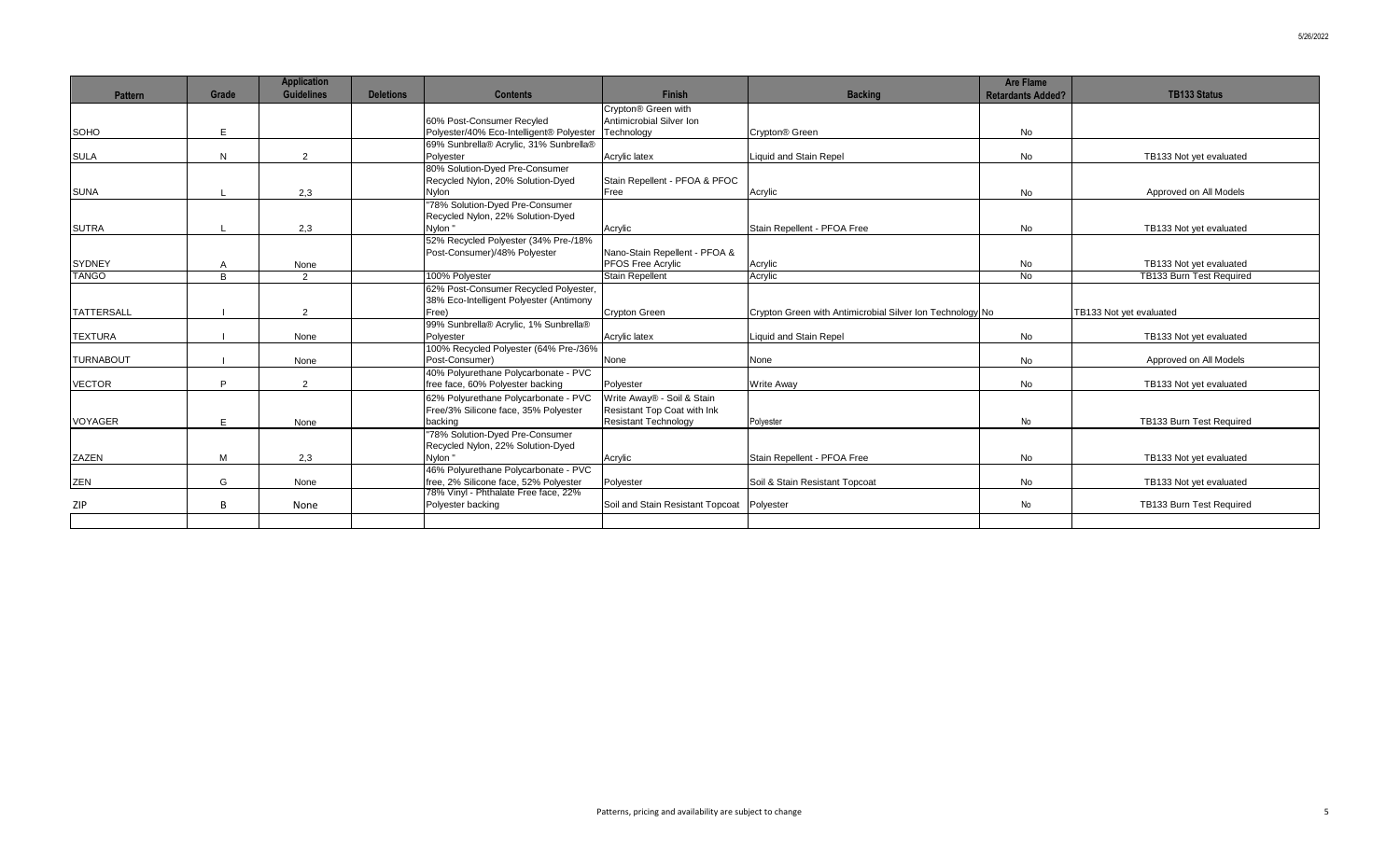| Pattern | Grade | Application Guidelines | Deletions | Contents | Finish | Backing | Are Flame Retardants Added? | TB133 Status |
|---|---|---|---|---|---|---|---|---|
| SOHO | E | | | 60% Post-Consumer Recyled Polyester/40% Eco-Intelligent® Polyester | Crypton® Green with Antimicrobial Silver Ion Technology | Crypton® Green | No | |
| SULA | N | 2 | | 69% Sunbrella® Acrylic, 31% Sunbrella® Polyester | Acrylic latex | Liquid and Stain Repel | No | TB133 Not yet evaluated |
| SUNA | L | 2,3 | | 80% Solution-Dyed Pre-Consumer Recycled Nylon, 20% Solution-Dyed Nylon | Stain Repellent - PFOA & PFOC Free | Acrylic | No | Approved on All Models |
| SUTRA | L | 2,3 | | "78% Solution-Dyed Pre-Consumer Recycled Nylon, 22% Solution-Dyed Nylon " | Acrylic | Stain Repellent - PFOA Free | No | TB133 Not yet evaluated |
| SYDNEY | A | None | | 52% Recycled Polyester (34% Pre-/18% Post-Consumer)/48% Polyester | Nano-Stain Repellent - PFOA & PFOS Free Acrylic | Acrylic | No | TB133 Not yet evaluated |
| TANGO | B | 2 | | 100% Polyester | Stain Repellent | Acrylic | No | TB133 Burn Test Required |
| TATTERSALL | I | 2 | | 62% Post-Consumer Recycled Polyester, 38% Eco-Intelligent Polyester (Antimony Free) | Crypton Green | Crypton Green with Antimicrobial Silver Ion Technology | No | TB133 Not yet evaluated |
| TEXTURA | I | None | | 99% Sunbrella® Acrylic, 1% Sunbrella® Polyester | Acrylic latex | Liquid and Stain Repel | No | TB133 Not yet evaluated |
| TURNABOUT | I | None | | 100% Recycled Polyester (64% Pre-/36% Post-Consumer) | None | None | No | Approved on All Models |
| VECTOR | P | 2 | | 40% Polyurethane Polycarbonate - PVC free face, 60% Polyester backing | Polyester | Write Away | No | TB133 Not yet evaluated |
| VOYAGER | E | None | | 62% Polyurethane Polycarbonate - PVC Free/3% Silicone face, 35% Polyester backing | Write Away® - Soil & Stain Resistant Top Coat with Ink Resistant Technology | Polyester | No | TB133 Burn Test Required |
| ZAZEN | M | 2,3 | | "78% Solution-Dyed Pre-Consumer Recycled Nylon, 22% Solution-Dyed Nylon " | Acrylic | Stain Repellent - PFOA Free | No | TB133 Not yet evaluated |
| ZEN | G | None | | 46% Polyurethane Polycarbonate - PVC free, 2% Silicone face, 52% Polyester | Polyester | Soil & Stain Resistant Topcoat | No | TB133 Not yet evaluated |
| ZIP | B | None | | 78% Vinyl - Phthalate Free face, 22% Polyester backing | Soil and Stain Resistant Topcoat | Polyester | No | TB133 Burn Test Required |

Patterns, pricing and availability are subject to change